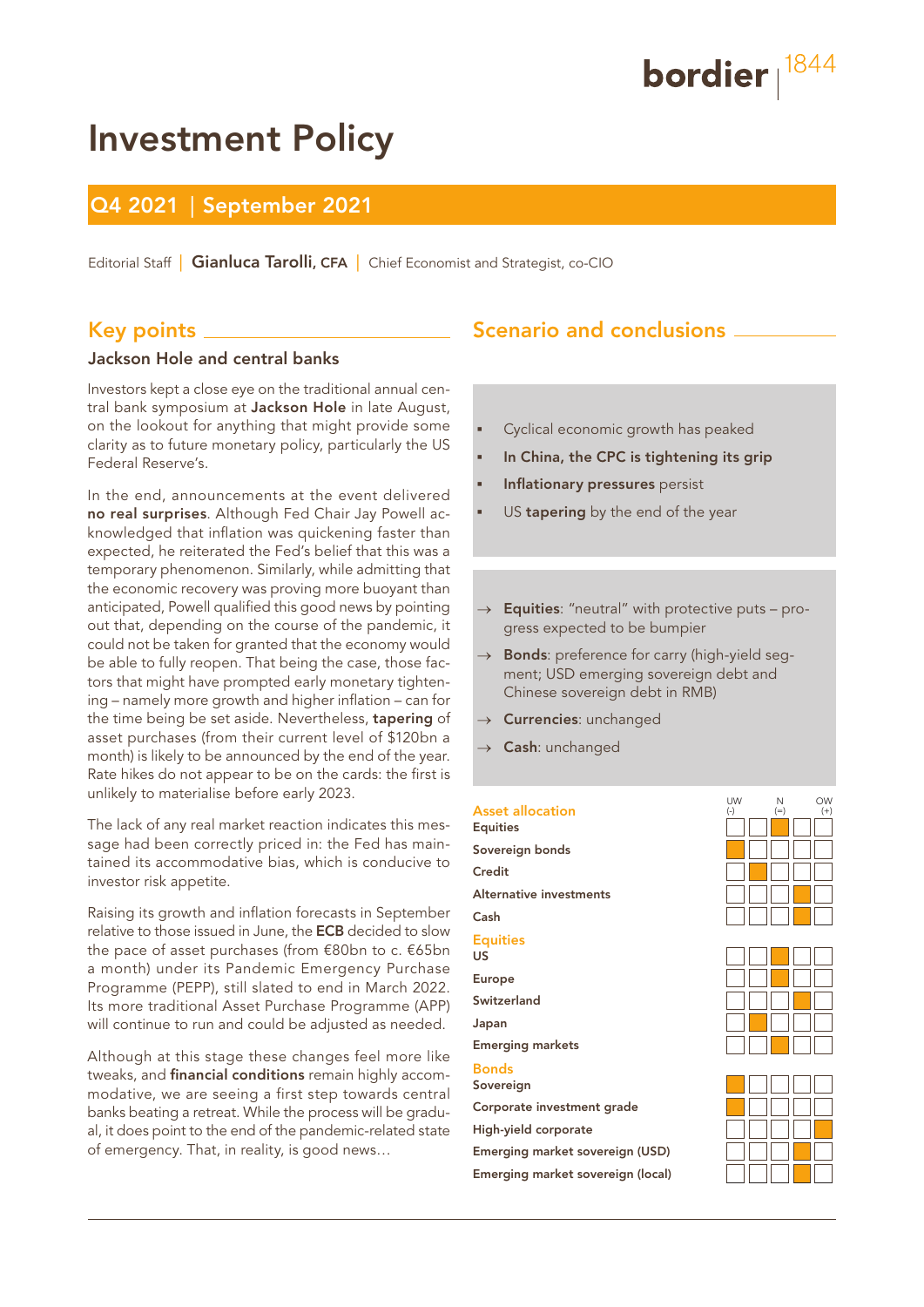# Investment Policy

## Q4 2021 | September 2021

Editorial Staff | **Gianluca Tarolli, CFA** | Chief Economist and Strategist, co-CIO

## Key points

### Jackson Hole and central banks

Investors kept a close eye on the traditional annual central bank symposium at **Jackson Hole** in late August, on the lookout for anything that might provide some clarity as to future monetary policy, particularly the US Federal Reserve's.

In the end, announcements at the event delivered **no real surprises**. Although Fed Chair Jay Powell acknowledged that inflation was quickening faster than expected, he reiterated the Fed's belief that this was a temporary phenomenon. Similarly, while admitting that the economic recovery was proving more buoyant than anticipated, Powell qualified this good news by pointing out that, depending on the course of the pandemic, it could not be taken for granted that the economy would be able to fully reopen. That being the case, those factors that might have prompted early monetary tightening – namely more growth and higher inflation – can for the time being be set aside. Nevertheless, **tapering** of asset purchases (from their current level of $120bn a month) is likely to be announced by the end of the year. Rate hikes do not appear to be on the cards: the first is unlikely to materialise before early 2023.

The lack of any real market reaction indicates this message had been correctly priced in: the Fed has maintained its accommodative bias, which is conducive to investor risk appetite.

Raising its growth and inflation forecasts in September relative to those issued in June, the **ECB** decided to slow the pace of asset purchases (from €80bn to c. €65bn a month) under its Pandemic Emergency Purchase Programme (PEPP), still slated to end in March 2022. Its more traditional Asset Purchase Programme (APP) will continue to run and could be adjusted as needed.

Although at this stage these changes feel more like tweaks, and **financial conditions** remain highly accommodative, we are seeing a first step towards central banks beating a retreat. While the process will be gradual, it does point to the end of the pandemic-related state of emergency. That, in reality, is good news…

## Scenario and conclusions

- Cyclical economic growth has peaked
- **In China, the CPC is tightening its grip**
- **Inflationary pressures** persist
- US **tapering** by the end of the year

→ **Equities**: "neutral" with protective puts – progress expected to be bumpier

→ **Bonds**: preference for carry (high-yield segment; USD emerging sovereign debt and Chinese sovereign debt in RMB)

→ **Currencies**: unchanged

→ **Cash**: unchanged

| | UW (-) | | N (=) | | OW (+) |
|---|---|---|---|---|---|
| **Asset allocation** | | | | | |
| Equities | | | ■ | | |
| Sovereign bonds | ■ | | | | |
| Credit | | ■ | | | |
| Alternative investments | | | | ■ | |
| Cash | | | | ■ | |
| **Equities** | | | | | |
| US | | | ■ | | |
| Europe | | | ■ | | |
| Switzerland | | | | ■ | |
| Japan | | ■ | | | |
| Emerging markets | | | ■ | | |
| **Bonds** | | | | | |
| Sovereign | ■ | | | | |
| Corporate investment grade | ■ | | | | |
| High-yield corporate | | | | | ■ |
| Emerging market sovereign (USD) | | | | ■ | |
| Emerging market sovereign (local) | | | | ■ | |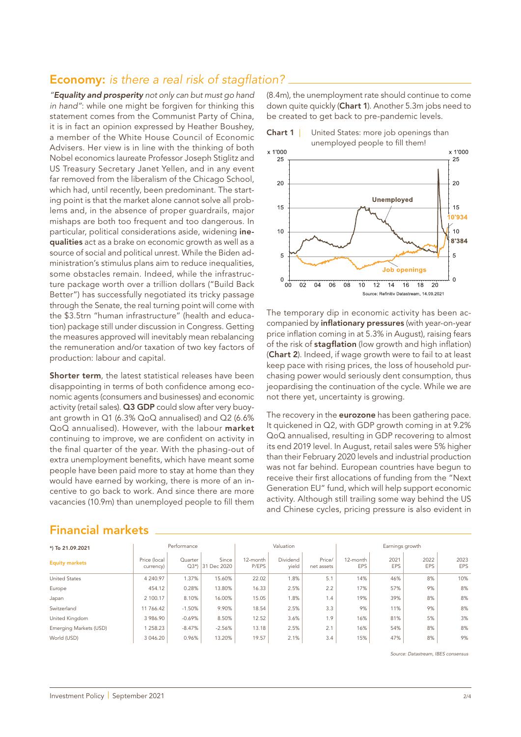## **Economy:** *is there a real risk of stagflation?*

*"**Equality and prosperity** not only can but must go hand in hand"*: while one might be forgiven for thinking this statement comes from the Communist Party of China, it is in fact an opinion expressed by Heather Boushey, a member of the White House Council of Economic Advisers. Her view is in line with the thinking of both Nobel economics laureate Professor Joseph Stiglitz and US Treasury Secretary Janet Yellen, and in any event far removed from the liberalism of the Chicago School, which had, until recently, been predominant. The starting point is that the market alone cannot solve all problems and, in the absence of proper guardrails, major mishaps are both too frequent and too dangerous. In particular, political considerations aside, widening **inequalities** act as a brake on economic growth as well as a source of social and political unrest. While the Biden administration's stimulus plans aim to reduce inequalities, some obstacles remain. Indeed, while the infrastructure package worth over a trillion dollars ("Build Back Better") has successfully negotiated its tricky passage through the Senate, the real turning point will come with the $3.5trn "human infrastructure" (health and education) package still under discussion in Congress. Getting the measures approved will inevitably mean rebalancing the remuneration and/or taxation of two key factors of production: labour and capital.

**Shorter term**, the latest statistical releases have been disappointing in terms of both confidence among economic agents (consumers and businesses) and economic activity (retail sales). **Q3 GDP** could slow after very buoyant growth in Q1 (6.3% QoQ annualised) and Q2 (6.6% QoQ annualised). However, with the labour **market** continuing to improve, we are confident on activity in the final quarter of the year. With the phasing-out of extra unemployment benefits, which have meant some people have been paid more to stay at home than they would have earned by working, there is more of an incentive to go back to work. And since there are more vacancies (10.9m) than unemployed people to fill them (8.4m), the unemployment rate should continue to come down quite quickly (**Chart 1**). Another 5.3m jobs need to be created to get back to pre-pandemic levels.

**Chart 1** | United States: more job openings than unemployed people to fill them!

x 1'000
25
20
15
10
5
0
00 02 04 06 08 10 12 14 16 18 20
Unemployed
Job openings
10'934
8'384
Source: Refinitiv Datastream, 14.09.2021

The temporary dip in economic activity has been accompanied by **inflationary pressures** (with year-on-year price inflation coming in at 5.3% in August), raising fears of the risk of **stagflation** (low growth and high inflation) (**Chart 2**). Indeed, if wage growth were to fail to at least keep pace with rising prices, the loss of household purchasing power would seriously dent consumption, thus jeopardising the continuation of the cycle. While we are not there yet, uncertainty is growing.

The recovery in the **eurozone** has been gathering pace. It quickened in Q2, with GDP growth coming in at 9.2% QoQ annualised, resulting in GDP recovering to almost its end 2019 level. In August, retail sales were 5% higher than their February 2020 levels and industrial production was not far behind. European countries have begun to receive their first allocations of funding from the "Next Generation EU" fund, which will help support economic activity. Although still trailing some way behind the US and Chinese cycles, pricing pressure is also evident in

## Financial markets

| *) To 21.09.2021 | Performance | | | Valuation | | | Earnings growth | | | |
|---|---|---|---|---|---|---|---|---|---|---|
| Equity markets | Price (local currency) | Quarter Q3*) | Since 31 Dec 2020 | 12-month P/EPS | Dividend yield | Price/ net assets | 12-month EPS | 2021 EPS | 2022 EPS | 2023 EPS |
| United States | 4 240.97 | 1.37% | 15.60% | 22.02 | 1.8% | 5.1 | 14% | 46% | 8% | 10% |
| Europe | 454.12 | 0.28% | 13.80% | 16.33 | 2.5% | 2.2 | 17% | 57% | 9% | 8% |
| Japan | 2 100.17 | 8.10% | 16.00% | 15.05 | 1.8% | 1.4 | 19% | 39% | 8% | 8% |
| Switzerland | 11 766.42 | -1.50% | 9.90% | 18.54 | 2.5% | 3.3 | 9% | 11% | 9% | 8% |
| United Kingdom | 3 986.90 | -0.69% | 8.50% | 12.52 | 3.6% | 1.9 | 16% | 81% | 5% | 3% |
| Emerging Markets (USD) | 1 258.23 | -8.47% | -2.56% | 13.18 | 2.5% | 2.1 | 16% | 54% | 8% | 8% |
| World (USD) | 3 046.20 | 0.96% | 13.20% | 19.57 | 2.1% | 3.4 | 15% | 47% | 8% | 9% |

*Source: Datastream, IBES consensus*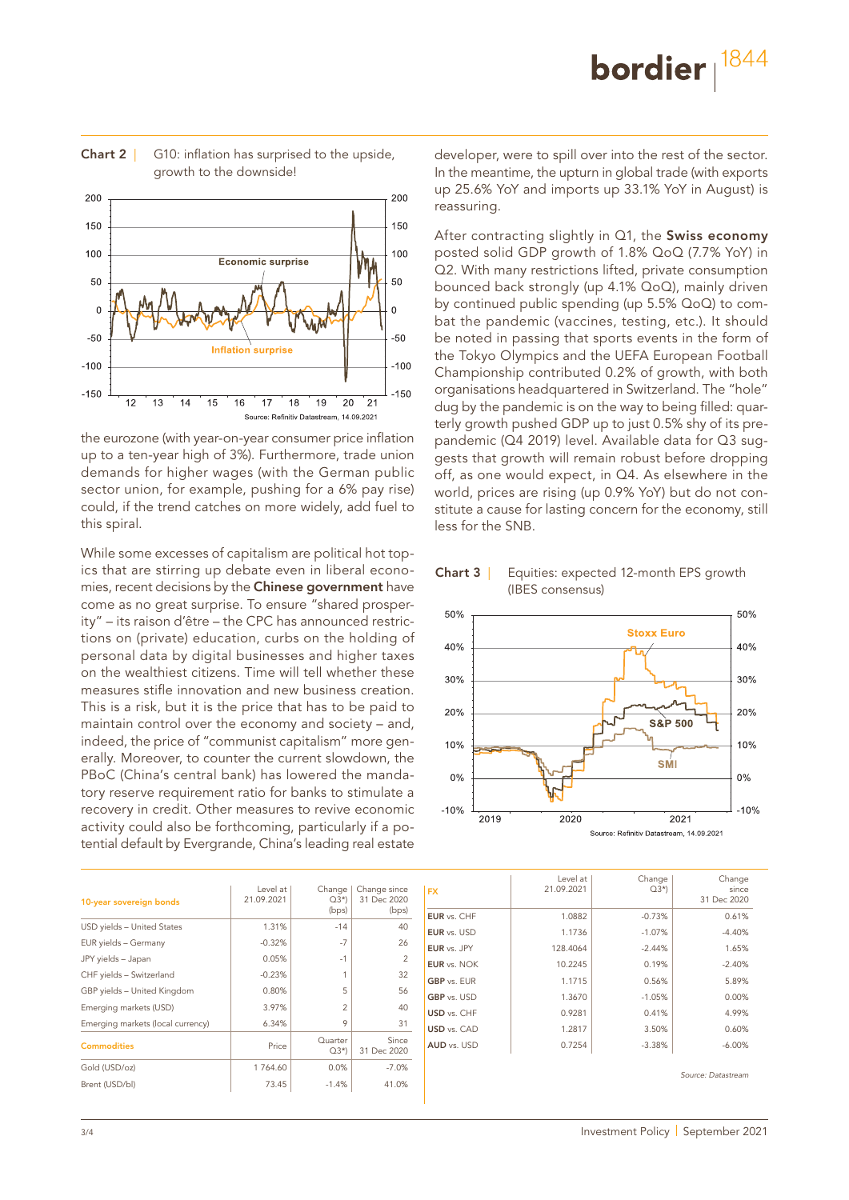**Chart 2** | G10: inflation has surprised to the upside, growth to the downside!

200 150 100 50 0 -50 -100 -150

Economic surprise

Inflation surprise

12 13 14 15 16 17 18 19 20 21

Source: Refinitiv Datastream, 14.09.2021

the eurozone (with year-on-year consumer price inflation up to a ten-year high of 3%). Furthermore, trade union demands for higher wages (with the German public sector union, for example, pushing for a 6% pay rise) could, if the trend catches on more widely, add fuel to this spiral.

While some excesses of capitalism are political hot topics that are stirring up debate even in liberal economies, recent decisions by the **Chinese government** have come as no great surprise. To ensure "shared prosperity" – its raison d'être – the CPC has announced restrictions on (private) education, curbs on the holding of personal data by digital businesses and higher taxes on the wealthiest citizens. Time will tell whether these measures stifle innovation and new business creation. This is a risk, but it is the price that has to be paid to maintain control over the economy and society – and, indeed, the price of "communist capitalism" more generally. Moreover, to counter the current slowdown, the PBoC (China's central bank) has lowered the mandatory reserve requirement ratio for banks to stimulate a recovery in credit. Other measures to revive economic activity could also be forthcoming, particularly if a potential default by Evergrande, China's leading real estate developer, were to spill over into the rest of the sector. In the meantime, the upturn in global trade (with exports up 25.6% YoY and imports up 33.1% YoY in August) is reassuring.

After contracting slightly in Q1, the **Swiss economy** posted solid GDP growth of 1.8% QoQ (7.7% YoY) in Q2. With many restrictions lifted, private consumption bounced back strongly (up 4.1% QoQ), mainly driven by continued public spending (up 5.5% QoQ) to combat the pandemic (vaccines, testing, etc.). It should be noted in passing that sports events in the form of the Tokyo Olympics and the UEFA European Football Championship contributed 0.2% of growth, with both organisations headquartered in Switzerland. The "hole" dug by the pandemic is on the way to being filled: quarterly growth pushed GDP up to just 0.5% shy of its pre-pandemic (Q4 2019) level. Available data for Q3 suggests that growth will remain robust before dropping off, as one would expect, in Q4. As elsewhere in the world, prices are rising (up 0.9% YoY) but do not constitute a cause for lasting concern for the economy, still less for the SNB.

**Chart 3** | Equities: expected 12-month EPS growth (IBES consensus)

50% 40% 30% 20% 10% 0% -10%

Stoxx Euro

S&P 500

SMI

2019 2020 2021

Source: Refinitiv Datastream, 14.09.2021

| 10-year sovereign bonds | Level at 21.09.2021 | Change Q3*) (bps) | Change since 31 Dec 2020 (bps) |
|---|---|---|---|
| USD yields – United States | 1.31% | -14 | 40 |
| EUR yields – Germany | -0.32% | -7 | 26 |
| JPY yields – Japan | 0.05% | -1 | 2 |
| CHF yields – Switzerland | -0.23% | 1 | 32 |
| GBP yields – United Kingdom | 0.80% | 5 | 56 |
| Emerging markets (USD) | 3.97% | 2 | 40 |
| Emerging markets (local currency) | 6.34% | 9 | 31 |
| **Commodities** | **Price** | **Quarter Q3*)** | **Since 31 Dec 2020** |
| Gold (USD/oz) | 1 764.60 | 0.0% | -7.0% |
| Brent (USD/bl) | 73.45 | -1.4% | 41.0% |

| FX | Level at 21.09.2021 | Change Q3*) | Change since 31 Dec 2020 |
|---|---|---|---|
| **EUR** vs. CHF | 1.0882 | -0.73% | 0.61% |
| **EUR** vs. USD | 1.1736 | -1.07% | -4.40% |
| **EUR** vs. JPY | 128.4064 | -2.44% | 1.65% |
| **EUR** vs. NOK | 10.2245 | 0.19% | -2.40% |
| **GBP** vs. EUR | 1.1715 | 0.56% | 5.89% |
| **GBP** vs. USD | 1.3670 | -1.05% | 0.00% |
| **USD** vs. CHF | 0.9281 | 0.41% | 4.99% |
| **USD** vs. CAD | 1.2817 | 3.50% | 0.60% |
| **AUD** vs. USD | 0.7254 | -3.38% | -6.00% |

*Source: Datastream*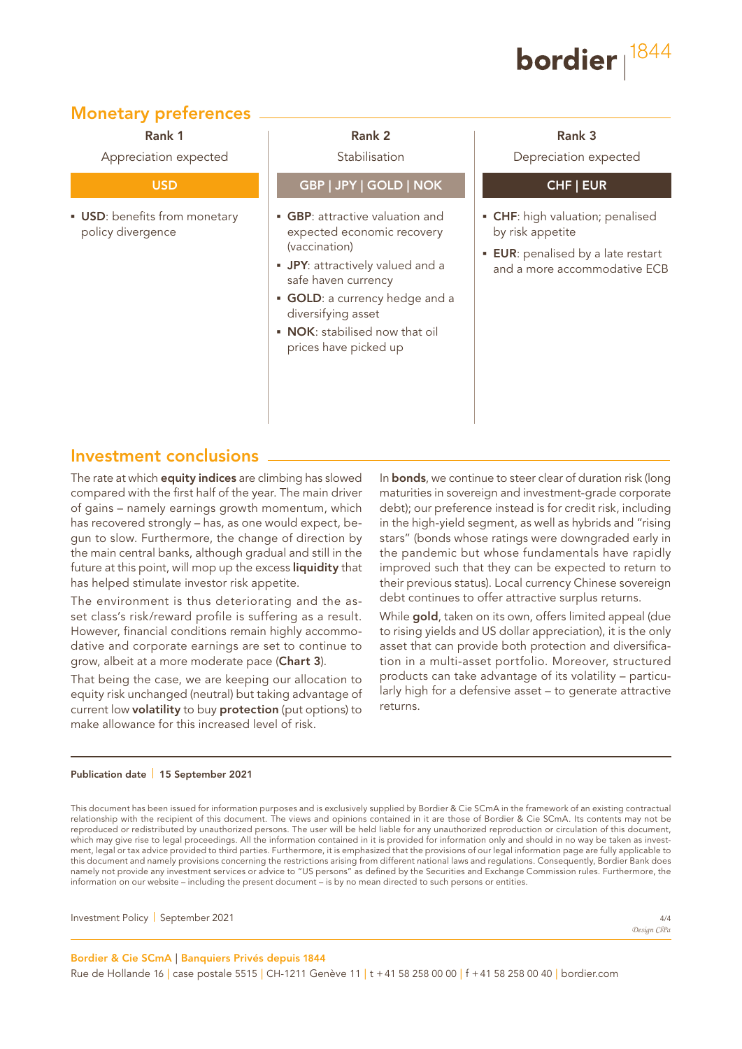## Monetary preferences

| Rank 1 | Rank 2 | Rank 3 |
|---|---|---|
| Appreciation expected | Stabilisation | Depreciation expected |
| USD | GBP \| JPY \| GOLD \| NOK | CHF \| EUR |

**Rank 1 – Appreciation expected: USD**

- **USD**: benefits from monetary policy divergence

**Rank 2 – Stabilisation: GBP | JPY | GOLD | NOK**

- **GBP**: attractive valuation and expected economic recovery (vaccination)
- **JPY**: attractively valued and a safe haven currency
- **GOLD**: a currency hedge and a diversifying asset
- **NOK**: stabilised now that oil prices have picked up

**Rank 3 – Depreciation expected: CHF | EUR**

- **CHF**: high valuation; penalised by risk appetite
- **EUR**: penalised by a late restart and a more accommodative ECB

## Investment conclusions

The rate at which **equity indices** are climbing has slowed compared with the first half of the year. The main driver of gains – namely earnings growth momentum, which has recovered strongly – has, as one would expect, begun to slow. Furthermore, the change of direction by the main central banks, although gradual and still in the future at this point, will mop up the excess **liquidity** that has helped stimulate investor risk appetite.

The environment is thus deteriorating and the asset class's risk/reward profile is suffering as a result. However, financial conditions remain highly accommodative and corporate earnings are set to continue to grow, albeit at a more moderate pace (**Chart 3**).

That being the case, we are keeping our allocation to equity risk unchanged (neutral) but taking advantage of current low **volatility** to buy **protection** (put options) to make allowance for this increased level of risk.

In **bonds**, we continue to steer clear of duration risk (long maturities in sovereign and investment-grade corporate debt); our preference instead is for credit risk, including in the high-yield segment, as well as hybrids and "rising stars" (bonds whose ratings were downgraded early in the pandemic but whose fundamentals have rapidly improved such that they can be expected to return to their previous status). Local currency Chinese sovereign debt continues to offer attractive surplus returns.

While **gold**, taken on its own, offers limited appeal (due to rising yields and US dollar appreciation), it is the only asset that can provide both protection and diversification in a multi-asset portfolio. Moreover, structured products can take advantage of its volatility – particularly high for a defensive asset – to generate attractive returns.

**Publication date | 15 September 2021**

This document has been issued for information purposes and is exclusively supplied by Bordier & Cie SCmA in the framework of an existing contractual relationship with the recipient of this document. The views and opinions contained in it are those of Bordier & Cie SCmA. Its contents may not be reproduced or redistributed by unauthorized persons. The user will be held liable for any unauthorized reproduction or circulation of this document, which may give rise to legal proceedings. All the information contained in it is provided for information only and should in no way be taken as investment, legal or tax advice provided to third parties. Furthermore, it is emphasized that the provisions of our legal information page are fully applicable to this document and namely provisions concerning the restrictions arising from different national laws and regulations. Consequently, Bordier Bank does namely not provide any investment services or advice to "US persons" as defined by the Securities and Exchange Commission rules. Furthermore, the information on our website – including the present document – is by no mean directed to such persons or entities.

**Bordier & Cie SCmA | Banquiers Privés depuis 1844**
Rue de Hollande 16 | case postale 5515 | CH-1211 Genève 11 | t +41 58 258 00 00 | f +41 58 258 00 40 | bordier.com